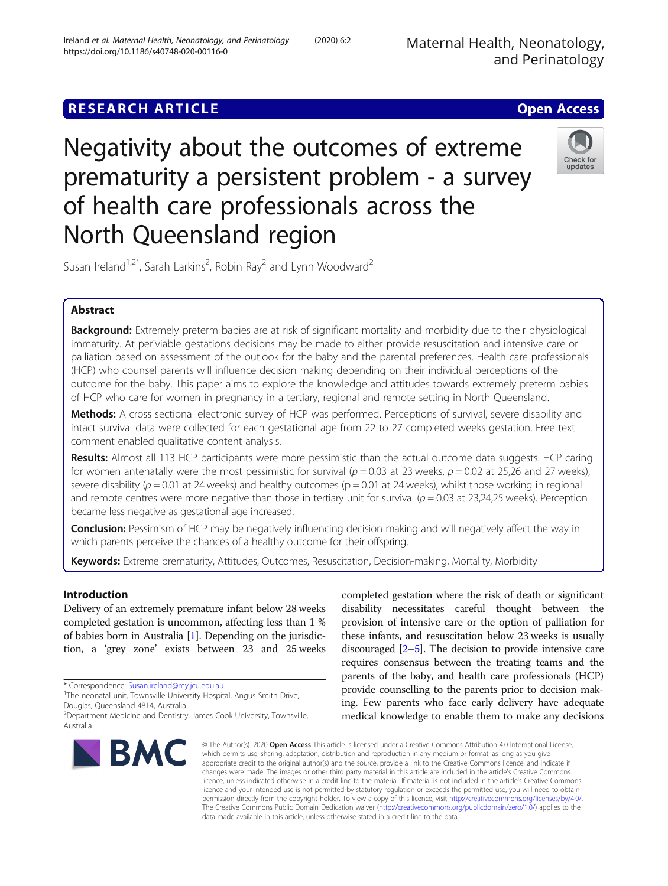RESEARCH ARTICLE

Open Access

# Negativity about the outcomes of extreme prematurity a persistent problem - a survey of health care professionals across the North Queensland region

Susan Ireland[1,2*], Sarah Larkins[2], Robin Ray[2] and Lynn Woodward[2]

## Abstract

**Background:** Extremely preterm babies are at risk of significant mortality and morbidity due to their physiological immaturity. At periviable gestations decisions may be made to either provide resuscitation and intensive care or palliation based on assessment of the outlook for the baby and the parental preferences. Health care professionals (HCP) who counsel parents will influence decision making depending on their individual perceptions of the outcome for the baby. This paper aims to explore the knowledge and attitudes towards extremely preterm babies of HCP who care for women in pregnancy in a tertiary, regional and remote setting in North Queensland.

**Methods:** A cross sectional electronic survey of HCP was performed. Perceptions of survival, severe disability and intact survival data were collected for each gestational age from 22 to 27 completed weeks gestation. Free text comment enabled qualitative content analysis.

**Results:** Almost all 113 HCP participants were more pessimistic than the actual outcome data suggests. HCP caring for women antenatally were the most pessimistic for survival ($p = 0.03$ at 23 weeks, $p = 0.02$ at 25,26 and 27 weeks), severe disability ($p = 0.01$ at 24 weeks) and healthy outcomes ($p = 0.01$ at 24 weeks), whilst those working in regional and remote centres were more negative than those in tertiary unit for survival ($p = 0.03$ at 23,24,25 weeks). Perception became less negative as gestational age increased.

**Conclusion:** Pessimism of HCP may be negatively influencing decision making and will negatively affect the way in which parents perceive the chances of a healthy outcome for their offspring.

**Keywords:** Extreme prematurity, Attitudes, Outcomes, Resuscitation, Decision-making, Mortality, Morbidity

## Introduction

Delivery of an extremely premature infant below 28 weeks completed gestation is uncommon, affecting less than 1 % of babies born in Australia [1]. Depending on the jurisdiction, a 'grey zone' exists between 23 and 25 weeks completed gestation where the risk of death or significant disability necessitates careful thought between the provision of intensive care or the option of palliation for these infants, and resuscitation below 23 weeks is usually discouraged [2–5]. The decision to provide intensive care requires consensus between the treating teams and the parents of the baby, and health care professionals (HCP) provide counselling to the parents prior to decision making. Few parents who face early delivery have adequate medical knowledge to enable them to make any decisions

\* Correspondence: Susan.ireland@my.jcu.edu.au
[1]The neonatal unit, Townsville University Hospital, Angus Smith Drive, Douglas, Queensland 4814, Australia
[2]Department Medicine and Dentistry, James Cook University, Townsville, Australia

© The Author(s). 2020 **Open Access** This article is licensed under a Creative Commons Attribution 4.0 International License, which permits use, sharing, adaptation, distribution and reproduction in any medium or format, as long as you give appropriate credit to the original author(s) and the source, provide a link to the Creative Commons licence, and indicate if changes were made. The images or other third party material in this article are included in the article's Creative Commons licence, unless indicated otherwise in a credit line to the material. If material is not included in the article's Creative Commons licence and your intended use is not permitted by statutory regulation or exceeds the permitted use, you will need to obtain permission directly from the copyright holder. To view a copy of this licence, visit http://creativecommons.org/licenses/by/4.0/. The Creative Commons Public Domain Dedication waiver (http://creativecommons.org/publicdomain/zero/1.0/) applies to the data made available in this article, unless otherwise stated in a credit line to the data.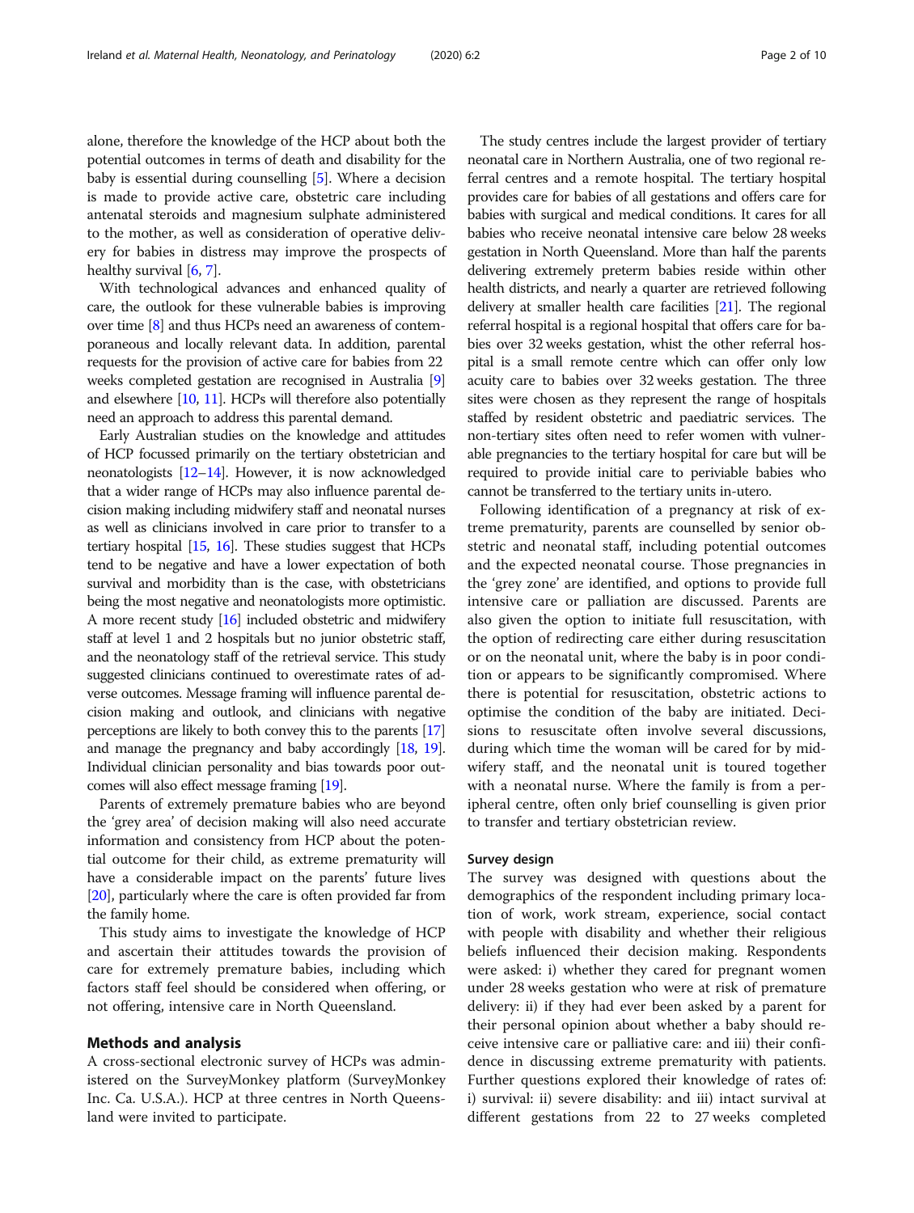alone, therefore the knowledge of the HCP about both the potential outcomes in terms of death and disability for the baby is essential during counselling [5]. Where a decision is made to provide active care, obstetric care including antenatal steroids and magnesium sulphate administered to the mother, as well as consideration of operative delivery for babies in distress may improve the prospects of healthy survival [6, 7].

With technological advances and enhanced quality of care, the outlook for these vulnerable babies is improving over time [8] and thus HCPs need an awareness of contemporaneous and locally relevant data. In addition, parental requests for the provision of active care for babies from 22 weeks completed gestation are recognised in Australia [9] and elsewhere [10, 11]. HCPs will therefore also potentially need an approach to address this parental demand.

Early Australian studies on the knowledge and attitudes of HCP focussed primarily on the tertiary obstetrician and neonatologists [12–14]. However, it is now acknowledged that a wider range of HCPs may also influence parental decision making including midwifery staff and neonatal nurses as well as clinicians involved in care prior to transfer to a tertiary hospital [15, 16]. These studies suggest that HCPs tend to be negative and have a lower expectation of both survival and morbidity than is the case, with obstetricians being the most negative and neonatologists more optimistic. A more recent study [16] included obstetric and midwifery staff at level 1 and 2 hospitals but no junior obstetric staff, and the neonatology staff of the retrieval service. This study suggested clinicians continued to overestimate rates of adverse outcomes. Message framing will influence parental decision making and outlook, and clinicians with negative perceptions are likely to both convey this to the parents [17] and manage the pregnancy and baby accordingly [18, 19]. Individual clinician personality and bias towards poor outcomes will also effect message framing [19].

Parents of extremely premature babies who are beyond the 'grey area' of decision making will also need accurate information and consistency from HCP about the potential outcome for their child, as extreme prematurity will have a considerable impact on the parents' future lives [20], particularly where the care is often provided far from the family home.

This study aims to investigate the knowledge of HCP and ascertain their attitudes towards the provision of care for extremely premature babies, including which factors staff feel should be considered when offering, or not offering, intensive care in North Queensland.

## Methods and analysis

A cross-sectional electronic survey of HCPs was administered on the SurveyMonkey platform (SurveyMonkey Inc. Ca. U.S.A.). HCP at three centres in North Queensland were invited to participate.

The study centres include the largest provider of tertiary neonatal care in Northern Australia, one of two regional referral centres and a remote hospital. The tertiary hospital provides care for babies of all gestations and offers care for babies with surgical and medical conditions. It cares for all babies who receive neonatal intensive care below 28 weeks gestation in North Queensland. More than half the parents delivering extremely preterm babies reside within other health districts, and nearly a quarter are retrieved following delivery at smaller health care facilities [21]. The regional referral hospital is a regional hospital that offers care for babies over 32 weeks gestation, whilst the other referral hospital is a small remote centre which can offer only low acuity care to babies over 32 weeks gestation. The three sites were chosen as they represent the range of hospitals staffed by resident obstetric and paediatric services. The non-tertiary sites often need to refer women with vulnerable pregnancies to the tertiary hospital for care but will be required to provide initial care to periviable babies who cannot be transferred to the tertiary units in-utero.

Following identification of a pregnancy at risk of extreme prematurity, parents are counselled by senior obstetric and neonatal staff, including potential outcomes and the expected neonatal course. Those pregnancies in the 'grey zone' are identified, and options to provide full intensive care or palliation are discussed. Parents are also given the option to initiate full resuscitation, with the option of redirecting care either during resuscitation or on the neonatal unit, where the baby is in poor condition or appears to be significantly compromised. Where there is potential for resuscitation, obstetric actions to optimise the condition of the baby are initiated. Decisions to resuscitate often involve several discussions, during which time the woman will be cared for by midwifery staff, and the neonatal unit is toured together with a neonatal nurse. Where the family is from a peripheral centre, often only brief counselling is given prior to transfer and tertiary obstetrician review.

### Survey design

The survey was designed with questions about the demographics of the respondent including primary location of work, work stream, experience, social contact with people with disability and whether their religious beliefs influenced their decision making. Respondents were asked: i) whether they cared for pregnant women under 28 weeks gestation who were at risk of premature delivery: ii) if they had ever been asked by a parent for their personal opinion about whether a baby should receive intensive care or palliative care: and iii) their confidence in discussing extreme prematurity with patients. Further questions explored their knowledge of rates of: i) survival: ii) severe disability: and iii) intact survival at different gestations from 22 to 27 weeks completed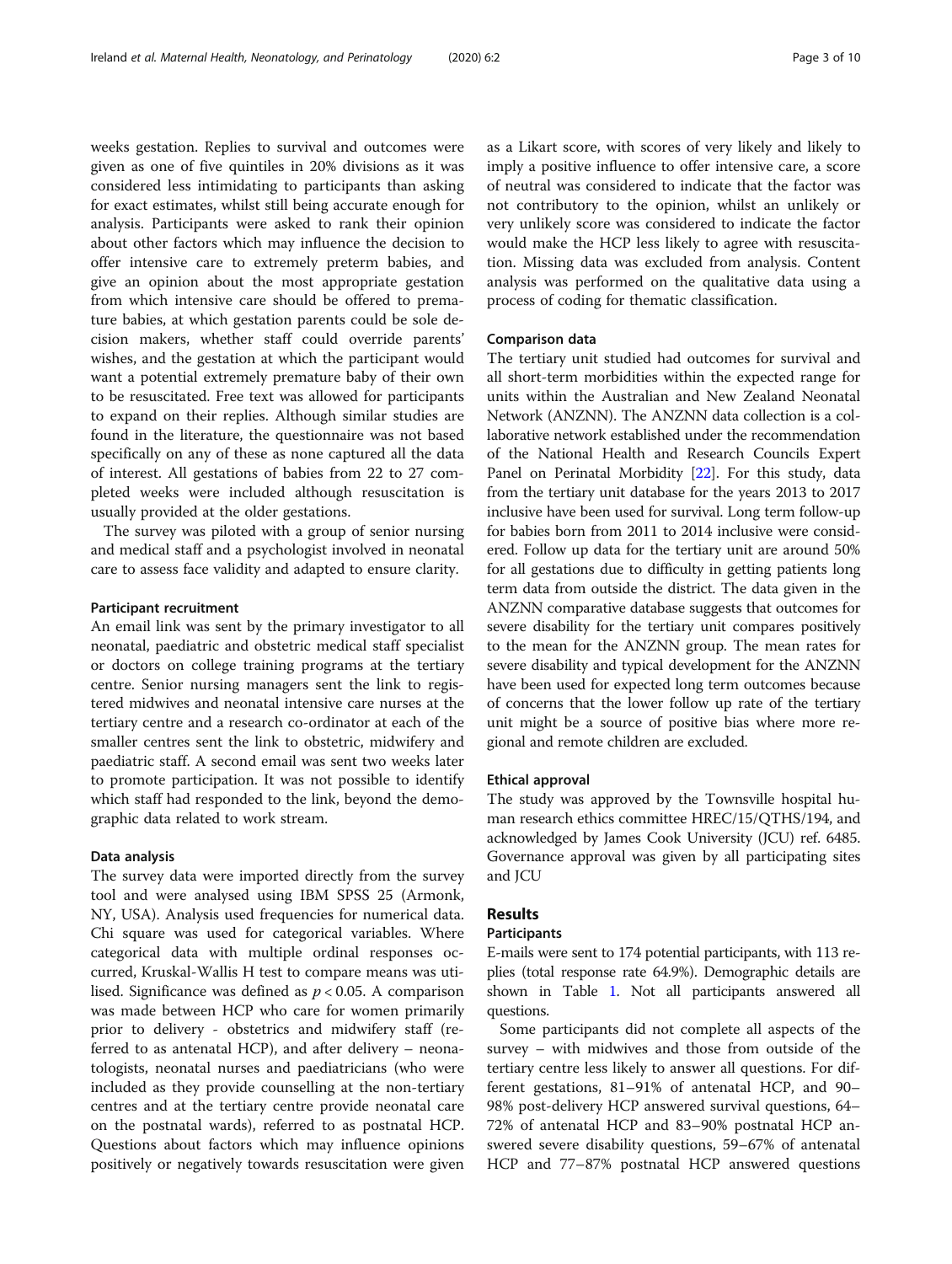weeks gestation. Replies to survival and outcomes were given as one of five quintiles in 20% divisions as it was considered less intimidating to participants than asking for exact estimates, whilst still being accurate enough for analysis. Participants were asked to rank their opinion about other factors which may influence the decision to offer intensive care to extremely preterm babies, and give an opinion about the most appropriate gestation from which intensive care should be offered to premature babies, at which gestation parents could be sole decision makers, whether staff could override parents' wishes, and the gestation at which the participant would want a potential extremely premature baby of their own to be resuscitated. Free text was allowed for participants to expand on their replies. Although similar studies are found in the literature, the questionnaire was not based specifically on any of these as none captured all the data of interest. All gestations of babies from 22 to 27 completed weeks were included although resuscitation is usually provided at the older gestations.

The survey was piloted with a group of senior nursing and medical staff and a psychologist involved in neonatal care to assess face validity and adapted to ensure clarity.

### Participant recruitment

An email link was sent by the primary investigator to all neonatal, paediatric and obstetric medical staff specialist or doctors on college training programs at the tertiary centre. Senior nursing managers sent the link to registered midwives and neonatal intensive care nurses at the tertiary centre and a research co-ordinator at each of the smaller centres sent the link to obstetric, midwifery and paediatric staff. A second email was sent two weeks later to promote participation. It was not possible to identify which staff had responded to the link, beyond the demographic data related to work stream.

### Data analysis

The survey data were imported directly from the survey tool and were analysed using IBM SPSS 25 (Armonk, NY, USA). Analysis used frequencies for numerical data. Chi square was used for categorical variables. Where categorical data with multiple ordinal responses occurred, Kruskal-Wallis H test to compare means was utilised. Significance was defined as $p < 0.05$. A comparison was made between HCP who care for women primarily prior to delivery - obstetrics and midwifery staff (referred to as antenatal HCP), and after delivery – neonatologists, neonatal nurses and paediatricians (who were included as they provide counselling at the non-tertiary centres and at the tertiary centre provide neonatal care on the postnatal wards), referred to as postnatal HCP. Questions about factors which may influence opinions positively or negatively towards resuscitation were given as a Likert score, with scores of very likely and likely to imply a positive influence to offer intensive care, a score of neutral was considered to indicate that the factor was not contributory to the opinion, whilst an unlikely or very unlikely score was considered to indicate the factor would make the HCP less likely to agree with resuscitation. Missing data was excluded from analysis. Content analysis was performed on the qualitative data using a process of coding for thematic classification.

### Comparison data

The tertiary unit studied had outcomes for survival and all short-term morbidities within the expected range for units within the Australian and New Zealand Neonatal Network (ANZNN). The ANZNN data collection is a collaborative network established under the recommendation of the National Health and Research Councils Expert Panel on Perinatal Morbidity [22]. For this study, data from the tertiary unit database for the years 2013 to 2017 inclusive have been used for survival. Long term follow-up for babies born from 2011 to 2014 inclusive were considered. Follow up data for the tertiary unit are around 50% for all gestations due to difficulty in getting patients long term data from outside the district. The data given in the ANZNN comparative database suggests that outcomes for severe disability for the tertiary unit compares positively to the mean for the ANZNN group. The mean rates for severe disability and typical development for the ANZNN have been used for expected long term outcomes because of concerns that the lower follow up rate of the tertiary unit might be a source of positive bias where more regional and remote children are excluded.

### Ethical approval

The study was approved by the Townsville hospital human research ethics committee HREC/15/QTHS/194, and acknowledged by James Cook University (JCU) ref. 6485. Governance approval was given by all participating sites and JCU

## Results

### Participants

E-mails were sent to 174 potential participants, with 113 replies (total response rate 64.9%). Demographic details are shown in Table 1. Not all participants answered all questions.

Some participants did not complete all aspects of the survey – with midwives and those from outside of the tertiary centre less likely to answer all questions. For different gestations, 81–91% of antenatal HCP, and 90–98% post-delivery HCP answered survival questions, 64–72% of antenatal HCP and 83–90% postnatal HCP answered severe disability questions, 59–67% of antenatal HCP and 77–87% postnatal HCP answered questions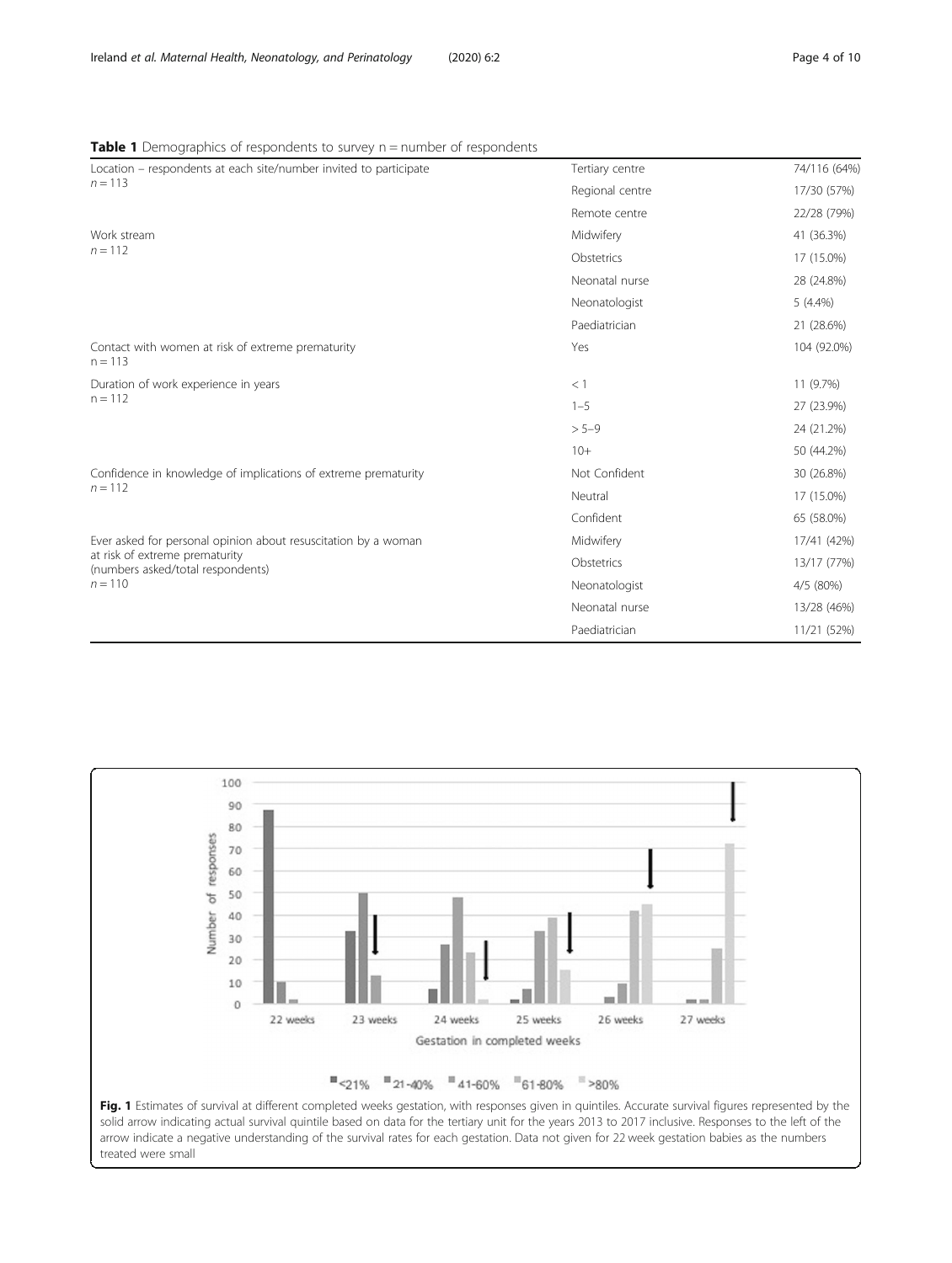**Table 1** Demographics of respondents to survey n = number of respondents

| | | |
|---|---|---|
| Location – respondents at each site/number invited to participate n = 113 | Tertiary centre | 74/116 (64%) |
| | Regional centre | 17/30 (57%) |
| | Remote centre | 22/28 (79%) |
| Work stream n = 112 | Midwifery | 41 (36.3%) |
| | Obstetrics | 17 (15.0%) |
| | Neonatal nurse | 28 (24.8%) |
| | Neonatologist | 5 (4.4%) |
| | Paediatrician | 21 (28.6%) |
| Contact with women at risk of extreme prematurity n = 113 | Yes | 104 (92.0%) |
| Duration of work experience in years n = 112 | < 1 | 11 (9.7%) |
| | 1–5 | 27 (23.9%) |
| | > 5–9 | 24 (21.2%) |
| | 10+ | 50 (44.2%) |
| Confidence in knowledge of implications of extreme prematurity n = 112 | Not Confident | 30 (26.8%) |
| | Neutral | 17 (15.0%) |
| | Confident | 65 (58.0%) |
| Ever asked for personal opinion about resuscitation by a woman at risk of extreme prematurity (numbers asked/total respondents) n = 110 | Midwifery | 17/41 (42%) |
| | Obstetrics | 13/17 (77%) |
| | Neonatologist | 4/5 (80%) |
| | Neonatal nurse | 13/28 (46%) |
| | Paediatrician | 11/21 (52%) |

**Fig. 1** Estimates of survival at different completed weeks gestation, with responses given in quintiles. Accurate survival figures represented by the solid arrow indicating actual survival quintile based on data for the tertiary unit for the years 2013 to 2017 inclusive. Responses to the left of the arrow indicate a negative understanding of the survival rates for each gestation. Data not given for 22 week gestation babies as the numbers treated were small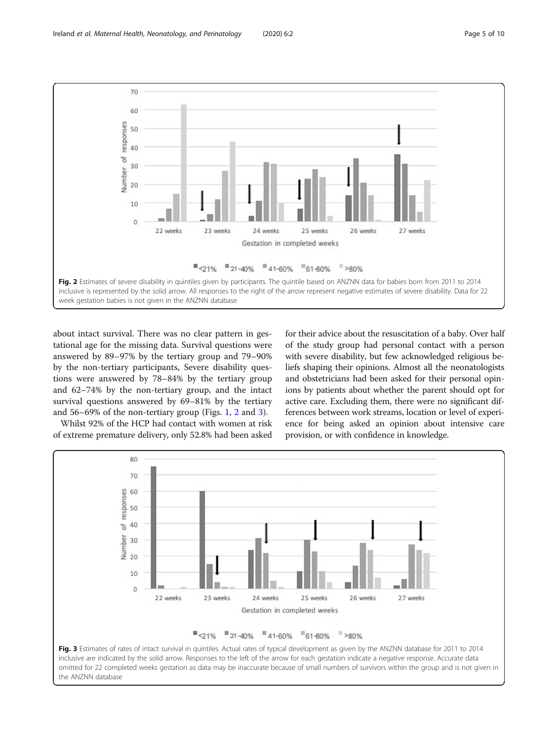Fig. 2 Estimates of severe disability in quintiles given by participants. The quintile based on ANZNN data for babies born from 2011 to 2014 inclusive is represented by the solid arrow. All responses to the right of the arrow represent negative estimates of severe disability. Data for 22 week gestation babies is not given in the ANZNN database

about intact survival. There was no clear pattern in gestational age for the missing data. Survival questions were answered by 89–97% by the tertiary group and 79–90% by the non-tertiary participants, Severe disability questions were answered by 78–84% by the tertiary group and 62–74% by the non-tertiary group, and the intact survival questions answered by 69–81% by the tertiary and 56–69% of the non-tertiary group (Figs. 1, 2 and 3).

Whilst 92% of the HCP had contact with women at risk of extreme premature delivery, only 52.8% had been asked for their advice about the resuscitation of a baby. Over half of the study group had personal contact with a person with severe disability, but few acknowledged religious beliefs shaping their opinions. Almost all the neonatologists and obstetricians had been asked for their personal opinions by patients about whether the parent should opt for active care. Excluding them, there were no significant differences between work streams, location or level of experience for being asked an opinion about intensive care provision, or with confidence in knowledge.

Fig. 3 Estimates of rates of intact survival in quintiles. Actual rates of typical development as given by the ANZNN database for 2011 to 2014 inclusive are indicated by the solid arrow. Responses to the left of the arrow for each gestation indicate a negative response. Accurate data omitted for 22 completed weeks gestation as data may be inaccurate because of small numbers of survivors within the group and is not given in the ANZNN database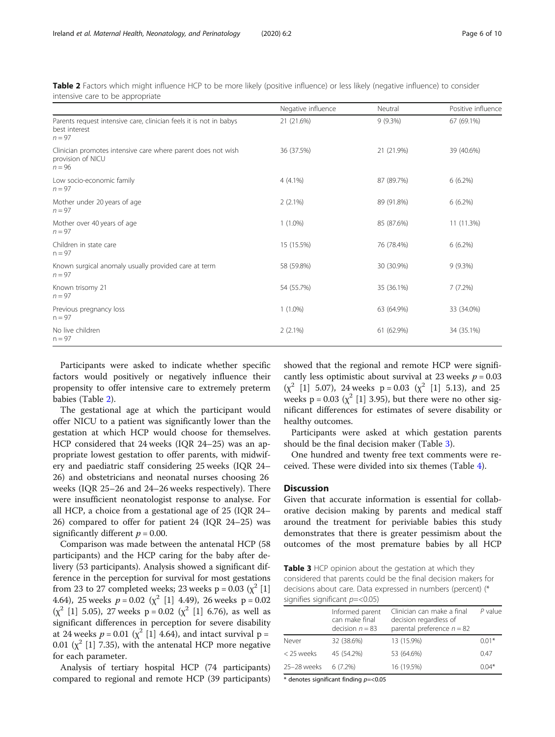**Table 2** Factors which might influence HCP to be more likely (positive influence) or less likely (negative influence) to consider intensive care to be appropriate

| | Negative influence | Neutral | Positive influence |
|---|---|---|---|
| Parents request intensive care, clinician feels it is not in babys best interest $n = 97$ | 21 (21.6%) | 9 (9.3%) | 67 (69.1%) |
| Clinician promotes intensive care where parent does not wish provision of NICU $n = 96$ | 36 (37.5%) | 21 (21.9%) | 39 (40.6%) |
| Low socio-economic family $n = 97$ | 4 (4.1%) | 87 (89.7%) | 6 (6.2%) |
| Mother under 20 years of age $n = 97$ | 2 (2.1%) | 89 (91.8%) | 6 (6.2%) |
| Mother over 40 years of age $n = 97$ | 1 (1.0%) | 85 (87.6%) | 11 (11.3%) |
| Children in state care $n = 97$ | 15 (15.5%) | 76 (78.4%) | 6 (6.2%) |
| Known surgical anomaly usually provided care at term $n = 97$ | 58 (59.8%) | 30 (30.9%) | 9 (9.3%) |
| Known trisomy 21 $n = 97$ | 54 (55.7%) | 35 (36.1%) | 7 (7.2%) |
| Previous pregnancy loss $n = 97$ | 1 (1.0%) | 63 (64.9%) | 33 (34.0%) |
| No live children $n = 97$ | 2 (2.1%) | 61 (62.9%) | 34 (35.1%) |

Participants were asked to indicate whether specific factors would positively or negatively influence their propensity to offer intensive care to extremely preterm babies (Table 2).

The gestational age at which the participant would offer NICU to a patient was significantly lower than the gestation at which HCP would choose for themselves. HCP considered that 24 weeks (IQR 24–25) was an appropriate lowest gestation to offer parents, with midwifery and paediatric staff considering 25 weeks (IQR 24–26) and obstetricians and neonatal nurses choosing 26 weeks (IQR 25–26 and 24–26 weeks respectively). There were insufficient neonatologist response to analyse. For all HCP, a choice from a gestational age of 25 (IQR 24–26) compared to offer for patient 24 (IQR 24–25) was significantly different $p = 0.00$.

Comparison was made between the antenatal HCP (58 participants) and the HCP caring for the baby after delivery (53 participants). Analysis showed a significant difference in the perception for survival for most gestations from 23 to 27 completed weeks; 23 weeks $p = 0.03$ ($\chi^2$ [1] 4.64), 25 weeks $p = 0.02$ ($\chi^2$ [1] 4.49), 26 weeks $p = 0.02$ ($\chi^2$ [1] 5.05), 27 weeks $p = 0.02$ ($\chi^2$ [1] 6.76), as well as significant differences in perception for severe disability at 24 weeks $p = 0.01$ ($\chi^2$ [1] 4.64), and intact survival $p = 0.01$ ($\chi^2$ [1] 7.35), with the antenatal HCP more negative for each parameter.

Analysis of tertiary hospital HCP (74 participants) compared to regional and remote HCP (39 participants) showed that the regional and remote HCP were significantly less optimistic about survival at 23 weeks $p = 0.03$ ($\chi^2$ [1] 5.07), 24 weeks $p = 0.03$ ($\chi^2$ [1] 5.13), and 25 weeks $p = 0.03$ ($\chi^2$ [1] 3.95), but there were no other significant differences for estimates of severe disability or healthy outcomes.

Participants were asked at which gestation parents should be the final decision maker (Table 3).

One hundred and twenty free text comments were received. These were divided into six themes (Table 4).

## Discussion

Given that accurate information is essential for collaborative decision making by parents and medical staff around the treatment for periviable babies this study demonstrates that there is greater pessimism about the outcomes of the most premature babies by all HCP

**Table 3** HCP opinion about the gestation at which they considered that parents could be the final decision makers for decisions about care. Data expressed in numbers (percent) (* signifies significant $p = < 0.05$)

| | Informed parent can make final decision $n = 83$ | Clinician can make a final decision regardless of parental preference $n = 82$ | *P* value |
|---|---|---|---|
| Never | 32 (38.6%) | 13 (15.9%) | 0.01* |
| < 25 weeks | 45 (54.2%) | 53 (64.6%) | 0.47 |
| 25–28 weeks | 6 (7.2%) | 16 (19.5%) | 0.04* |

* denotes significant finding $p = < 0.05$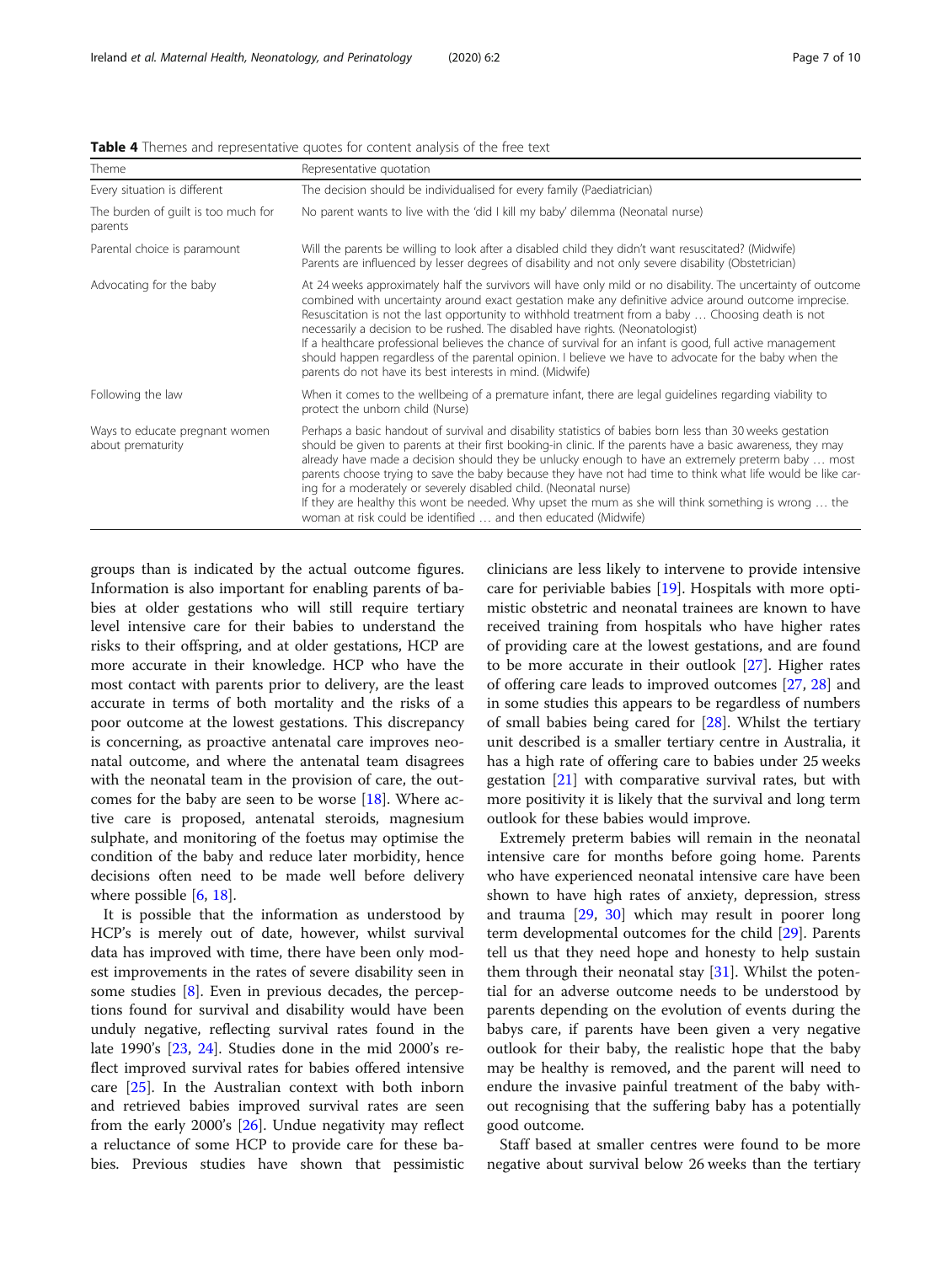**Table 4** Themes and representative quotes for content analysis of the free text

| Theme | Representative quotation |
| --- | --- |
| Every situation is different | The decision should be individualised for every family (Paediatrician) |
| The burden of guilt is too much for parents | No parent wants to live with the 'did I kill my baby' dilemma (Neonatal nurse) |
| Parental choice is paramount | Will the parents be willing to look after a disabled child they didn't want resuscitated? (Midwife)<br>Parents are influenced by lesser degrees of disability and not only severe disability (Obstetrician) |
| Advocating for the baby | At 24 weeks approximately half the survivors will have only mild or no disability. The uncertainty of outcome combined with uncertainty around exact gestation make any definitive advice around outcome imprecise. Resuscitation is not the last opportunity to withhold treatment from a baby … Choosing death is not necessarily a decision to be rushed. The disabled have rights. (Neonatologist)<br>If a healthcare professional believes the chance of survival for an infant is good, full active management should happen regardless of the parental opinion. I believe we have to advocate for the baby when the parents do not have its best interests in mind. (Midwife) |
| Following the law | When it comes to the wellbeing of a premature infant, there are legal guidelines regarding viability to protect the unborn child (Nurse) |
| Ways to educate pregnant women about prematurity | Perhaps a basic handout of survival and disability statistics of babies born less than 30 weeks gestation should be given to parents at their first booking-in clinic. If the parents have a basic awareness, they may already have made a decision should they be unlucky enough to have an extremely preterm baby … most parents choose trying to save the baby because they have not had time to think what life would be like caring for a moderately or severely disabled child. (Neonatal nurse)<br>If they are healthy this wont be needed. Why upset the mum as she will think something is wrong … the woman at risk could be identified … and then educated (Midwife) |

groups than is indicated by the actual outcome figures. Information is also important for enabling parents of babies at older gestations who will still require tertiary level intensive care for their babies to understand the risks to their offspring, and at older gestations, HCP are more accurate in their knowledge. HCP who have the most contact with parents prior to delivery, are the least accurate in terms of both mortality and the risks of a poor outcome at the lowest gestations. This discrepancy is concerning, as proactive antenatal care improves neonatal outcome, and where the antenatal team disagrees with the neonatal team in the provision of care, the outcomes for the baby are seen to be worse [18]. Where active care is proposed, antenatal steroids, magnesium sulphate, and monitoring of the foetus may optimise the condition of the baby and reduce later morbidity, hence decisions often need to be made well before delivery where possible [6, 18].

It is possible that the information as understood by HCP's is merely out of date, however, whilst survival data has improved with time, there have been only modest improvements in the rates of severe disability seen in some studies [8]. Even in previous decades, the perceptions found for survival and disability would have been unduly negative, reflecting survival rates found in the late 1990's [23, 24]. Studies done in the mid 2000's reflect improved survival rates for babies offered intensive care [25]. In the Australian context with both inborn and retrieved babies improved survival rates are seen from the early 2000's [26]. Undue negativity may reflect a reluctance of some HCP to provide care for these babies. Previous studies have shown that pessimistic clinicians are less likely to intervene to provide intensive care for periviable babies [19]. Hospitals with more optimistic obstetric and neonatal trainees are known to have received training from hospitals who have higher rates of providing care at the lowest gestations, and are found to be more accurate in their outlook [27]. Higher rates of offering care leads to improved outcomes [27, 28] and in some studies this appears to be regardless of numbers of small babies being cared for [28]. Whilst the tertiary unit described is a smaller tertiary centre in Australia, it has a high rate of offering care to babies under 25 weeks gestation [21] with comparative survival rates, but with more positivity it is likely that the survival and long term outlook for these babies would improve.

Extremely preterm babies will remain in the neonatal intensive care for months before going home. Parents who have experienced neonatal intensive care have been shown to have high rates of anxiety, depression, stress and trauma [29, 30] which may result in poorer long term developmental outcomes for the child [29]. Parents tell us that they need hope and honesty to help sustain them through their neonatal stay [31]. Whilst the potential for an adverse outcome needs to be understood by parents depending on the evolution of events during the babys care, if parents have been given a very negative outlook for their baby, the realistic hope that the baby may be healthy is removed, and the parent will need to endure the invasive painful treatment of the baby without recognising that the suffering baby has a potentially good outcome.

Staff based at smaller centres were found to be more negative about survival below 26 weeks than the tertiary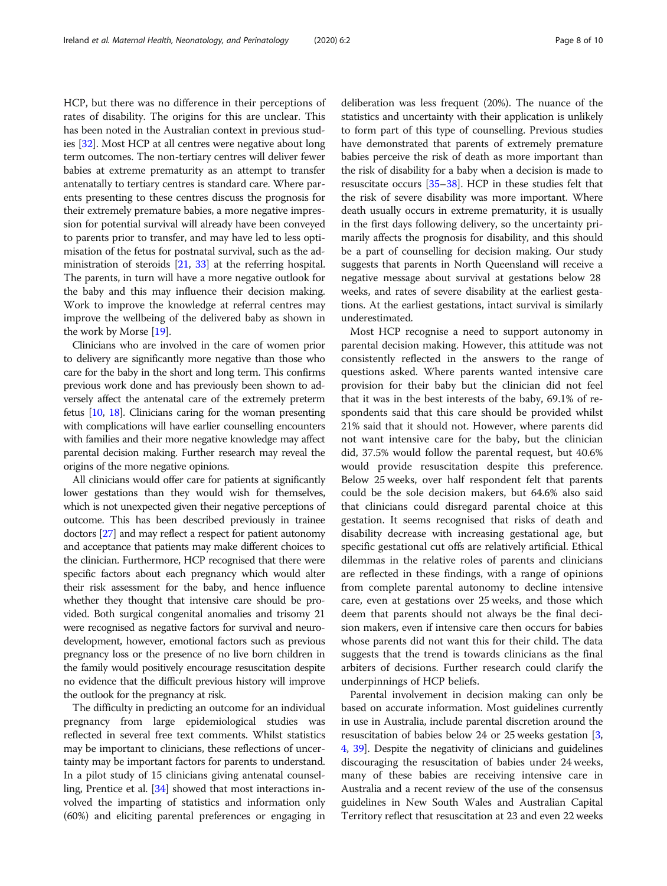HCP, but there was no difference in their perceptions of rates of disability. The origins for this are unclear. This has been noted in the Australian context in previous studies [32]. Most HCP at all centres were negative about long term outcomes. The non-tertiary centres will deliver fewer babies at extreme prematurity as an attempt to transfer antenatally to tertiary centres is standard care. Where parents presenting to these centres discuss the prognosis for their extremely premature babies, a more negative impression for potential survival will already have been conveyed to parents prior to transfer, and may have led to less optimisation of the fetus for postnatal survival, such as the administration of steroids [21, 33] at the referring hospital. The parents, in turn will have a more negative outlook for the baby and this may influence their decision making. Work to improve the knowledge at referral centres may improve the wellbeing of the delivered baby as shown in the work by Morse [19].

Clinicians who are involved in the care of women prior to delivery are significantly more negative than those who care for the baby in the short and long term. This confirms previous work done and has previously been shown to adversely affect the antenatal care of the extremely preterm fetus [10, 18]. Clinicians caring for the woman presenting with complications will have earlier counselling encounters with families and their more negative knowledge may affect parental decision making. Further research may reveal the origins of the more negative opinions.

All clinicians would offer care for patients at significantly lower gestations than they would wish for themselves, which is not unexpected given their negative perceptions of outcome. This has been described previously in trainee doctors [27] and may reflect a respect for patient autonomy and acceptance that patients may make different choices to the clinician. Furthermore, HCP recognised that there were specific factors about each pregnancy which would alter their risk assessment for the baby, and hence influence whether they thought that intensive care should be provided. Both surgical congenital anomalies and trisomy 21 were recognised as negative factors for survival and neurodevelopment, however, emotional factors such as previous pregnancy loss or the presence of no live born children in the family would positively encourage resuscitation despite no evidence that the difficult previous history will improve the outlook for the pregnancy at risk.

The difficulty in predicting an outcome for an individual pregnancy from large epidemiological studies was reflected in several free text comments. Whilst statistics may be important to clinicians, these reflections of uncertainty may be important factors for parents to understand. In a pilot study of 15 clinicians giving antenatal counselling, Prentice et al. [34] showed that most interactions involved the imparting of statistics and information only (60%) and eliciting parental preferences or engaging in deliberation was less frequent (20%). The nuance of the statistics and uncertainty with their application is unlikely to form part of this type of counselling. Previous studies have demonstrated that parents of extremely premature babies perceive the risk of death as more important than the risk of disability for a baby when a decision is made to resuscitate occurs [35–38]. HCP in these studies felt that the risk of severe disability was more important. Where death usually occurs in extreme prematurity, it is usually in the first days following delivery, so the uncertainty primarily affects the prognosis for disability, and this should be a part of counselling for decision making. Our study suggests that parents in North Queensland will receive a negative message about survival at gestations below 28 weeks, and rates of severe disability at the earliest gestations. At the earliest gestations, intact survival is similarly underestimated.

Most HCP recognise a need to support autonomy in parental decision making. However, this attitude was not consistently reflected in the answers to the range of questions asked. Where parents wanted intensive care provision for their baby but the clinician did not feel that it was in the best interests of the baby, 69.1% of respondents said that this care should be provided whilst 21% said that it should not. However, where parents did not want intensive care for the baby, but the clinician did, 37.5% would follow the parental request, but 40.6% would provide resuscitation despite this preference. Below 25 weeks, over half respondent felt that parents could be the sole decision makers, but 64.6% also said that clinicians could disregard parental choice at this gestation. It seems recognised that risks of death and disability decrease with increasing gestational age, but specific gestational cut offs are relatively artificial. Ethical dilemmas in the relative roles of parents and clinicians are reflected in these findings, with a range of opinions from complete parental autonomy to decline intensive care, even at gestations over 25 weeks, and those which deem that parents should not always be the final decision makers, even if intensive care then occurs for babies whose parents did not want this for their child. The data suggests that the trend is towards clinicians as the final arbiters of decisions. Further research could clarify the underpinnings of HCP beliefs.

Parental involvement in decision making can only be based on accurate information. Most guidelines currently in use in Australia, include parental discretion around the resuscitation of babies below 24 or 25 weeks gestation [3, 4, 39]. Despite the negativity of clinicians and guidelines discouraging the resuscitation of babies under 24 weeks, many of these babies are receiving intensive care in Australia and a recent review of the use of the consensus guidelines in New South Wales and Australian Capital Territory reflect that resuscitation at 23 and even 22 weeks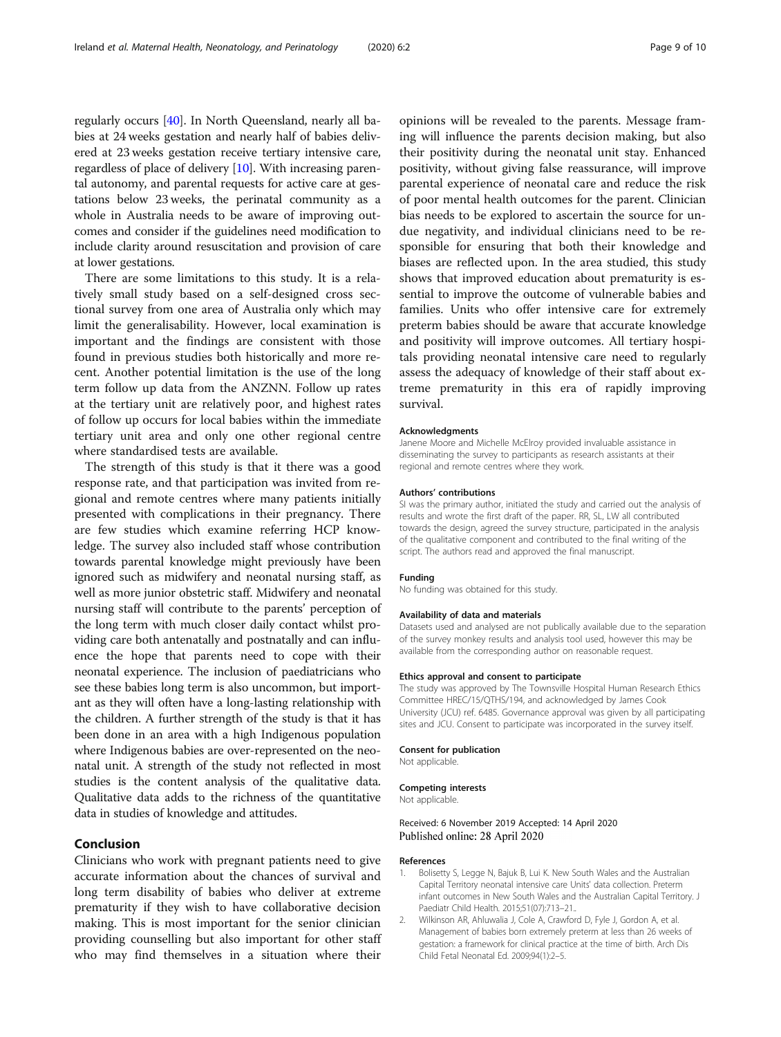regularly occurs [40]. In North Queensland, nearly all babies at 24 weeks gestation and nearly half of babies delivered at 23 weeks gestation receive tertiary intensive care, regardless of place of delivery [10]. With increasing parental autonomy, and parental requests for active care at gestations below 23 weeks, the perinatal community as a whole in Australia needs to be aware of improving outcomes and consider if the guidelines need modification to include clarity around resuscitation and provision of care at lower gestations.

There are some limitations to this study. It is a relatively small study based on a self-designed cross sectional survey from one area of Australia only which may limit the generalisability. However, local examination is important and the findings are consistent with those found in previous studies both historically and more recent. Another potential limitation is the use of the long term follow up data from the ANZNN. Follow up rates at the tertiary unit are relatively poor, and highest rates of follow up occurs for local babies within the immediate tertiary unit area and only one other regional centre where standardised tests are available.

The strength of this study is that it there was a good response rate, and that participation was invited from regional and remote centres where many patients initially presented with complications in their pregnancy. There are few studies which examine referring HCP knowledge. The survey also included staff whose contribution towards parental knowledge might previously have been ignored such as midwifery and neonatal nursing staff, as well as more junior obstetric staff. Midwifery and neonatal nursing staff will contribute to the parents' perception of the long term with much closer daily contact whilst providing care both antenatally and postnatally and can influence the hope that parents need to cope with their neonatal experience. The inclusion of paediatricians who see these babies long term is also uncommon, but important as they will often have a long-lasting relationship with the children. A further strength of the study is that it has been done in an area with a high Indigenous population where Indigenous babies are over-represented on the neonatal unit. A strength of the study not reflected in most studies is the content analysis of the qualitative data. Qualitative data adds to the richness of the quantitative data in studies of knowledge and attitudes.

## Conclusion

Clinicians who work with pregnant patients need to give accurate information about the chances of survival and long term disability of babies who deliver at extreme prematurity if they wish to have collaborative decision making. This is most important for the senior clinician providing counselling but also important for other staff who may find themselves in a situation where their opinions will be revealed to the parents. Message framing will influence the parents decision making, but also their positivity during the neonatal unit stay. Enhanced positivity, without giving false reassurance, will improve parental experience of neonatal care and reduce the risk of poor mental health outcomes for the parent. Clinician bias needs to be explored to ascertain the source for undue negativity, and individual clinicians need to be responsible for ensuring that both their knowledge and biases are reflected upon. In the area studied, this study shows that improved education about prematurity is essential to improve the outcome of vulnerable babies and families. Units who offer intensive care for extremely preterm babies should be aware that accurate knowledge and positivity will improve outcomes. All tertiary hospitals providing neonatal intensive care need to regularly assess the adequacy of knowledge of their staff about extreme prematurity in this era of rapidly improving survival.

#### Acknowledgments

Janene Moore and Michelle McElroy provided invaluable assistance in disseminating the survey to participants as research assistants at their regional and remote centres where they work.

#### Authors' contributions

SI was the primary author, initiated the study and carried out the analysis of results and wrote the first draft of the paper. RR, SL, LW all contributed towards the design, agreed the survey structure, participated in the analysis of the qualitative component and contributed to the final writing of the script. The authors read and approved the final manuscript.

#### Funding

No funding was obtained for this study.

#### Availability of data and materials

Datasets used and analysed are not publically available due to the separation of the survey monkey results and analysis tool used, however this may be available from the corresponding author on reasonable request.

#### Ethics approval and consent to participate

The study was approved by The Townsville Hospital Human Research Ethics Committee HREC/15/QTHS/194, and acknowledged by James Cook University (JCU) ref. 6485. Governance approval was given by all participating sites and JCU. Consent to participate was incorporated in the survey itself.

#### Consent for publication

Not applicable.

#### Competing interests

Not applicable.

Received: 6 November 2019 Accepted: 14 April 2020
Published online: 28 April 2020

#### References

1. Bolisetty S, Legge N, Bajuk B, Lui K. New South Wales and the Australian Capital Territory neonatal intensive care Units' data collection. Preterm infant outcomes in New South Wales and the Australian Capital Territory. J Paediatr Child Health. 2015;51(07):713–21..
2. Wilkinson AR, Ahluwalia J, Cole A, Crawford D, Fyle J, Gordon A, et al. Management of babies born extremely preterm at less than 26 weeks of gestation: a framework for clinical practice at the time of birth. Arch Dis Child Fetal Neonatal Ed. 2009;94(1):2–5.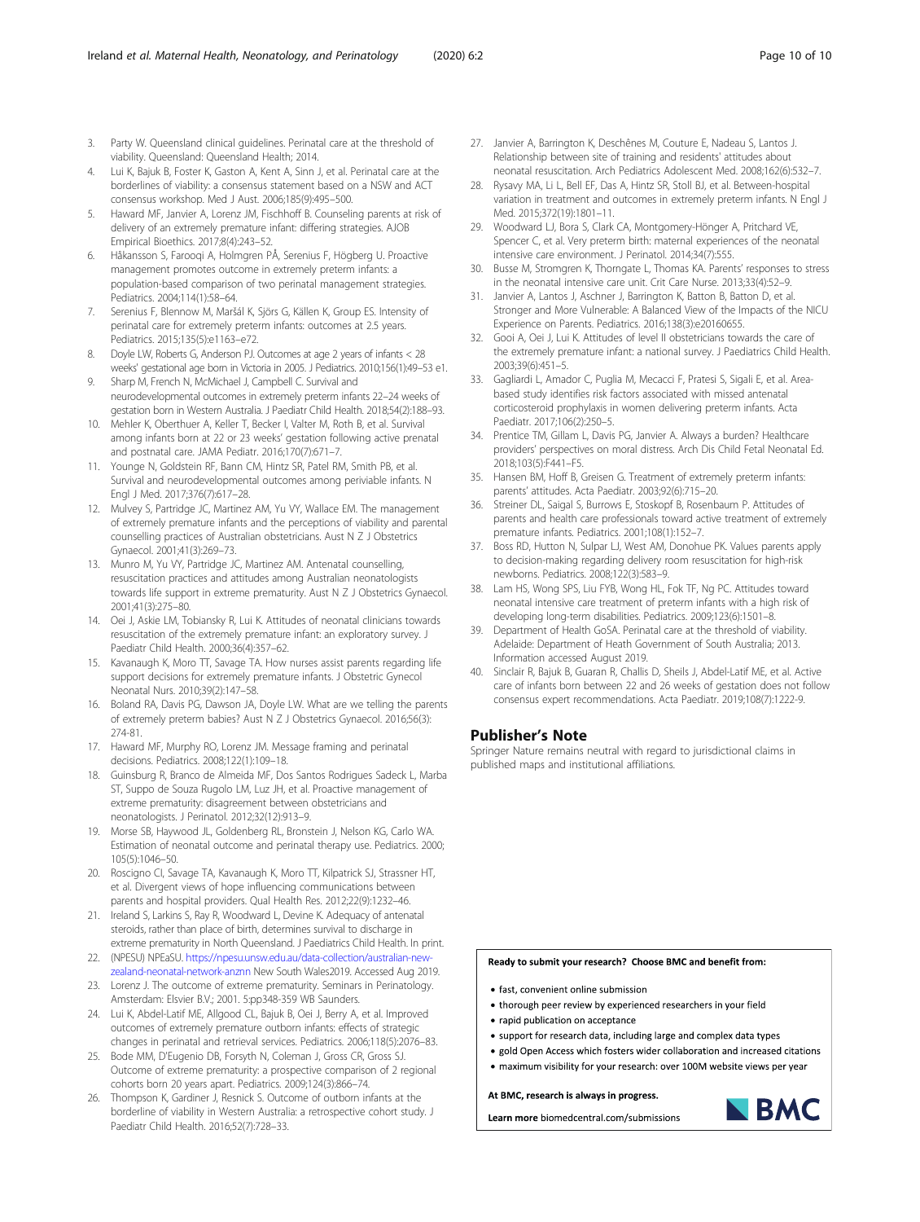3. Party W. Queensland clinical guidelines. Perinatal care at the threshold of viability. Queensland: Queensland Health; 2014.
4. Lui K, Bajuk B, Foster K, Gaston A, Kent A, Sinn J, et al. Perinatal care at the borderlines of viability: a consensus statement based on a NSW and ACT consensus workshop. Med J Aust. 2006;185(9):495–500.
5. Haward MF, Janvier A, Lorenz JM, Fischhoff B. Counseling parents at risk of delivery of an extremely premature infant: differing strategies. AJOB Empirical Bioethics. 2017;8(4):243–52.
6. Håkansson S, Farooqi A, Holmgren PÅ, Serenius F, Högberg U. Proactive management promotes outcome in extremely preterm infants: a population-based comparison of two perinatal management strategies. Pediatrics. 2004;114(1):58–64.
7. Serenius F, Blennow M, Maršál K, Sjörs G, Källen K, Group ES. Intensity of perinatal care for extremely preterm infants: outcomes at 2.5 years. Pediatrics. 2015;135(5):e1163–e72.
8. Doyle LW, Roberts G, Anderson PJ. Outcomes at age 2 years of infants < 28 weeks' gestational age born in Victoria in 2005. J Pediatrics. 2010;156(1):49–53 e1.
9. Sharp M, French N, McMichael J, Campbell C. Survival and neurodevelopmental outcomes in extremely preterm infants 22–24 weeks of gestation born in Western Australia. J Paediatr Child Health. 2018;54(2):188–93.
10. Mehler K, Oberthuer A, Keller T, Becker I, Valter M, Roth B, et al. Survival among infants born at 22 or 23 weeks' gestation following active prenatal and postnatal care. JAMA Pediatr. 2016;170(7):671–7.
11. Younge N, Goldstein RF, Bann CM, Hintz SR, Patel RM, Smith PB, et al. Survival and neurodevelopmental outcomes among periviable infants. N Engl J Med. 2017;376(7):617–28.
12. Mulvey S, Partridge JC, Martinez AM, Yu VY, Wallace EM. The management of extremely premature infants and the perceptions of viability and parental counselling practices of Australian obstetricians. Aust N Z J Obstetrics Gynaecol. 2001;41(3):269–73.
13. Munro M, Yu VY, Partridge JC, Martinez AM. Antenatal counselling, resuscitation practices and attitudes among Australian neonatologists towards life support in extreme prematurity. Aust N Z J Obstetrics Gynaecol. 2001;41(3):275–80.
14. Oei J, Askie LM, Tobiansky R, Lui K. Attitudes of neonatal clinicians towards resuscitation of the extremely premature infant: an exploratory survey. J Paediatr Child Health. 2000;36(4):357–62.
15. Kavanaugh K, Moro TT, Savage TA. How nurses assist parents regarding life support decisions for extremely premature infants. J Obstet Gynecol Neonatal Nurs. 2010;39(2):147–58.
16. Boland RA, Davis PG, Dawson JA, Doyle LW. What are we telling the parents of extremely preterm babies? Aust N Z J Obstetrics Gynaecol. 2016;56(3): 274-81.
17. Haward MF, Murphy RO, Lorenz JM. Message framing and perinatal decisions. Pediatrics. 2008;122(1):109–18.
18. Guinsburg R, Branco de Almeida MF, Dos Santos Rodrigues Sadeck L, Marba ST, Suppo de Souza Rugolo LM, Luz JH, et al. Proactive management of extreme prematurity: disagreement between obstetricians and neonatologists. J Perinatol. 2012;32(12):913–9.
19. Morse SB, Haywood JL, Goldenberg RL, Bronstein J, Nelson KG, Carlo WA. Estimation of neonatal outcome and perinatal therapy use. Pediatrics. 2000; 105(5):1046–50.
20. Roscigno CI, Savage TA, Kavanaugh K, Moro TT, Kilpatrick SJ, Strassner HT, et al. Divergent views of hope influencing communications between parents and hospital providers. Qual Health Res. 2012;22(9):1232–46.
21. Ireland S, Larkins S, Ray R, Woodward L, Devine K. Adequacy of antenatal steroids, rather than place of birth, determines survival to discharge in extreme prematurity in North Queensland. J Paediatrics Child Health. In print.
22. (NPESU) NPEaSU. https://npesu.unsw.edu.au/data-collection/australian-new-zealand-neonatal-network-anznn New South Wales2019. Accessed Aug 2019.
23. Lorenz J. The outcome of extreme prematurity. Seminars in Perinatology. Amsterdam: Elsvier B.V.; 2001. 5:pp348-359 WB Saunders.
24. Lui K, Abdel-Latif ME, Allgood CL, Bajuk B, Oei J, Berry A, et al. Improved outcomes of extremely premature outborn infants: effects of strategic changes in perinatal and retrieval services. Pediatrics. 2006;118(5):2076–83.
25. Bode MM, D'Eugenio DB, Forsyth N, Coleman J, Gross CR, Gross SJ. Outcome of extreme prematurity: a prospective comparison of 2 regional cohorts born 20 years apart. Pediatrics. 2009;124(3):866–74.
26. Thompson K, Gardiner J, Resnick S. Outcome of outborn infants at the borderline of viability in Western Australia: a retrospective cohort study. J Paediatr Child Health. 2016;52(7):728–33.
27. Janvier A, Barrington K, Deschênes M, Couture E, Nadeau S, Lantos J. Relationship between site of training and residents' attitudes about neonatal resuscitation. Arch Pediatrics Adolescent Med. 2008;162(6):532–7.
28. Rysavy MA, Li L, Bell EF, Das A, Hintz SR, Stoll BJ, et al. Between-hospital variation in treatment and outcomes in extremely preterm infants. N Engl J Med. 2015;372(19):1801–11.
29. Woodward LJ, Bora S, Clark CA, Montgomery-Hönger A, Pritchard VE, Spencer C, et al. Very preterm birth: maternal experiences of the neonatal intensive care environment. J Perinatol. 2014;34(7):555.
30. Busse M, Stromgren K, Thorngate L, Thomas KA. Parents' responses to stress in the neonatal intensive care unit. Crit Care Nurse. 2013;33(4):52–9.
31. Janvier A, Lantos J, Aschner J, Barrington K, Batton B, Batton D, et al. Stronger and More Vulnerable: A Balanced View of the Impacts of the NICU Experience on Parents. Pediatrics. 2016;138(3):e20160655.
32. Gooi A, Oei J, Lui K. Attitudes of level II obstetricians towards the care of the extremely premature infant: a national survey. J Paediatrics Child Health. 2003;39(6):451–5.
33. Gagliardi L, Amador C, Puglia M, Mecacci F, Pratesi S, Sigali E, et al. Area-based study identifies risk factors associated with missed antenatal corticosteroid prophylaxis in women delivering preterm infants. Acta Paediatr. 2017;106(2):250–5.
34. Prentice TM, Gillam L, Davis PG, Janvier A. Always a burden? Healthcare providers' perspectives on moral distress. Arch Dis Child Fetal Neonatal Ed. 2018;103(5):F441–F5.
35. Hansen BM, Hoff B, Greisen G. Treatment of extremely preterm infants: parents' attitudes. Acta Paediatr. 2003;92(6):715–20.
36. Streiner DL, Saigal S, Burrows E, Stoskopf B, Rosenbaum P. Attitudes of parents and health care professionals toward active treatment of extremely premature infants. Pediatrics. 2001;108(1):152–7.
37. Boss RD, Hutton N, Sulpar LJ, West AM, Donohue PK. Values parents apply to decision-making regarding delivery room resuscitation for high-risk newborns. Pediatrics. 2008;122(3):583–9.
38. Lam HS, Wong SPS, Liu FYB, Wong HL, Fok TF, Ng PC. Attitudes toward neonatal intensive care treatment of preterm infants with a high risk of developing long-term disabilities. Pediatrics. 2009;123(6):1501–8.
39. Department of Health GoSA. Perinatal care at the threshold of viability. Adelaide: Department of Heath Government of South Australia; 2013. Information accessed August 2019.
40. Sinclair R, Bajuk B, Guaran R, Challis D, Sheils J, Abdel-Latif ME, et al. Active care of infants born between 22 and 26 weeks of gestation does not follow consensus expert recommendations. Acta Paediatr. 2019;108(7):1222-9.

## Publisher's Note

Springer Nature remains neutral with regard to jurisdictional claims in published maps and institutional affiliations.

**Ready to submit your research? Choose BMC and benefit from:**

- fast, convenient online submission
- thorough peer review by experienced researchers in your field
- rapid publication on acceptance
- support for research data, including large and complex data types
- gold Open Access which fosters wider collaboration and increased citations
- maximum visibility for your research: over 100M website views per year

**At BMC, research is always in progress.**

**Learn more** biomedcentral.com/submissions

BMC